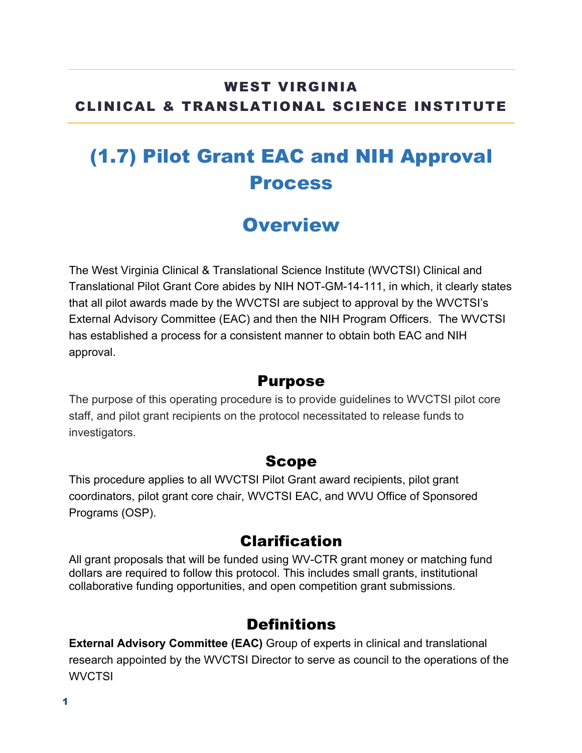**WEST VIRGINIA**
**CLINICAL & TRANSLATIONAL SCIENCE INSTITUTE**

# (1.7) Pilot Grant EAC and NIH Approval Process

## Overview

The West Virginia Clinical & Translational Science Institute (WVCTSI) Clinical and Translational Pilot Grant Core abides by NIH NOT-GM-14-111, in which, it clearly states that all pilot awards made by the WVCTSI are subject to approval by the WVCTSI's External Advisory Committee (EAC) and then the NIH Program Officers. The WVCTSI has established a process for a consistent manner to obtain both EAC and NIH approval.

### Purpose

The purpose of this operating procedure is to provide guidelines to WVCTSI pilot core staff, and pilot grant recipients on the protocol necessitated to release funds to investigators.

### Scope

This procedure applies to all WVCTSI Pilot Grant award recipients, pilot grant coordinators, pilot grant core chair, WVCTSI EAC, and WVU Office of Sponsored Programs (OSP).

### Clarification

All grant proposals that will be funded using WV-CTR grant money or matching fund dollars are required to follow this protocol. This includes small grants, institutional collaborative funding opportunities, and open competition grant submissions.

### Definitions

**External Advisory Committee (EAC)** Group of experts in clinical and translational research appointed by the WVCTSI Director to serve as council to the operations of the WVCTSI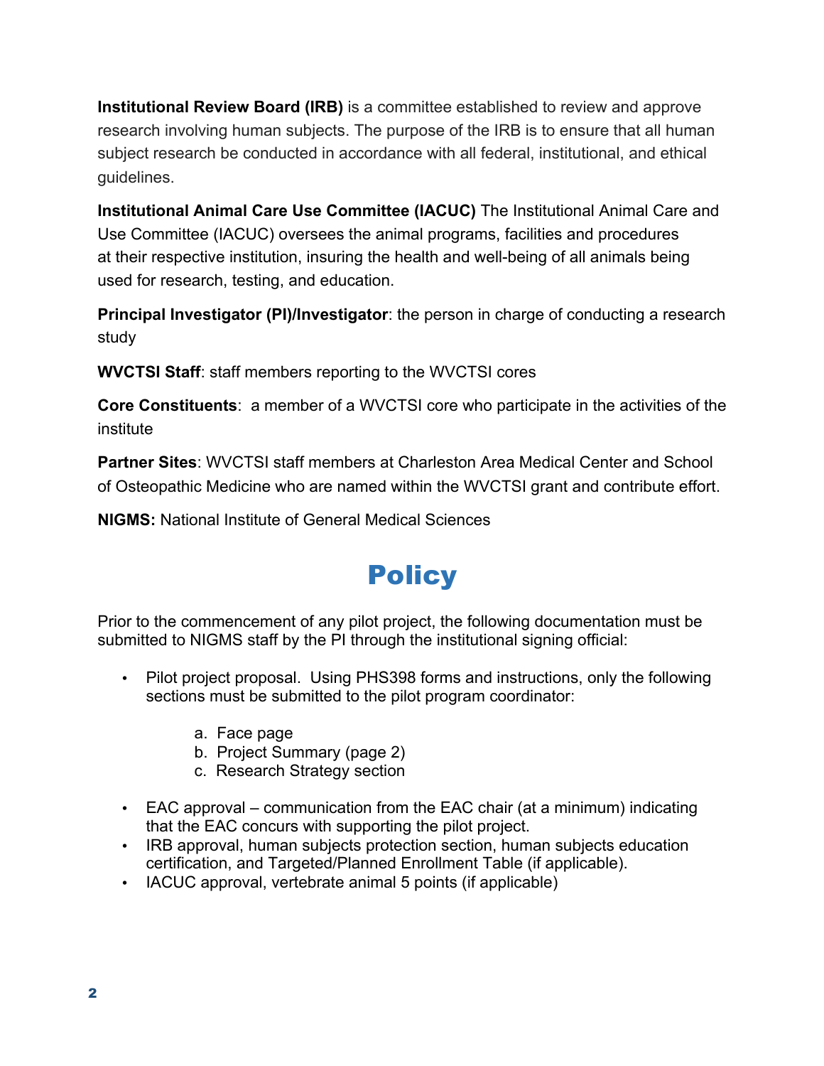**Institutional Review Board (IRB)** is a committee established to review and approve research involving human subjects. The purpose of the IRB is to ensure that all human subject research be conducted in accordance with all federal, institutional, and ethical guidelines.

**Institutional Animal Care Use Committee (IACUC)** The Institutional Animal Care and Use Committee (IACUC) oversees the animal programs, facilities and procedures at their respective institution, insuring the health and well-being of all animals being used for research, testing, and education.

**Principal Investigator (PI)/Investigator**: the person in charge of conducting a research study

**WVCTSI Staff**: staff members reporting to the WVCTSI cores

**Core Constituents**: a member of a WVCTSI core who participate in the activities of the institute

**Partner Sites**: WVCTSI staff members at Charleston Area Medical Center and School of Osteopathic Medicine who are named within the WVCTSI grant and contribute effort.

**NIGMS:** National Institute of General Medical Sciences

# Policy

Prior to the commencement of any pilot project, the following documentation must be submitted to NIGMS staff by the PI through the institutional signing official:

- Pilot project proposal. Using PHS398 forms and instructions, only the following sections must be submitted to the pilot program coordinator:
    a. Face page
    b. Project Summary (page 2)
    c. Research Strategy section
- EAC approval – communication from the EAC chair (at a minimum) indicating that the EAC concurs with supporting the pilot project.
- IRB approval, human subjects protection section, human subjects education certification, and Targeted/Planned Enrollment Table (if applicable).
- IACUC approval, vertebrate animal 5 points (if applicable)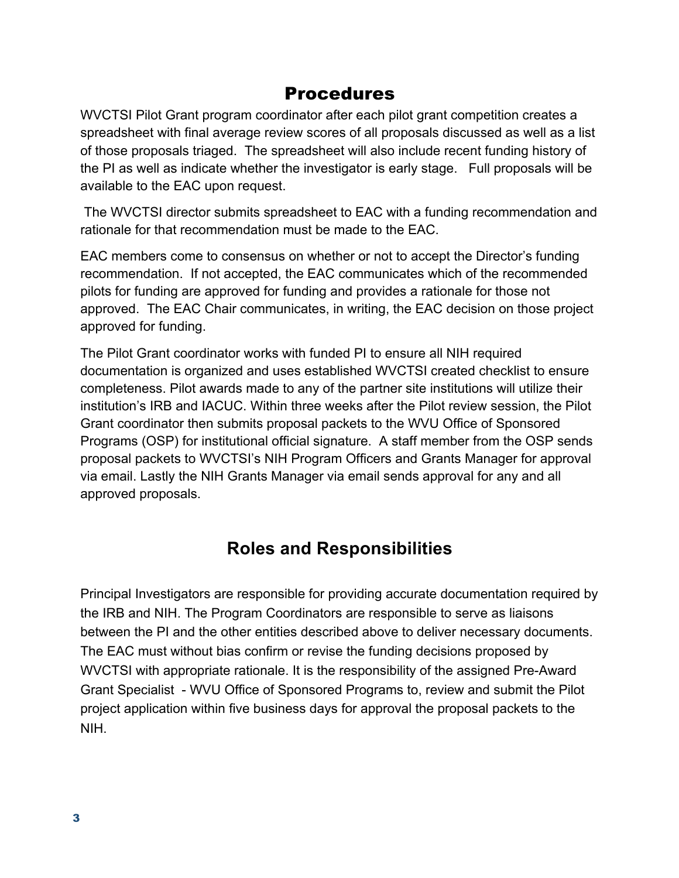## Procedures

WVCTSI Pilot Grant program coordinator after each pilot grant competition creates a spreadsheet with final average review scores of all proposals discussed as well as a list of those proposals triaged. The spreadsheet will also include recent funding history of the PI as well as indicate whether the investigator is early stage. Full proposals will be available to the EAC upon request.

The WVCTSI director submits spreadsheet to EAC with a funding recommendation and rationale for that recommendation must be made to the EAC.

EAC members come to consensus on whether or not to accept the Director's funding recommendation. If not accepted, the EAC communicates which of the recommended pilots for funding are approved for funding and provides a rationale for those not approved. The EAC Chair communicates, in writing, the EAC decision on those project approved for funding.

The Pilot Grant coordinator works with funded PI to ensure all NIH required documentation is organized and uses established WVCTSI created checklist to ensure completeness. Pilot awards made to any of the partner site institutions will utilize their institution's IRB and IACUC. Within three weeks after the Pilot review session, the Pilot Grant coordinator then submits proposal packets to the WVU Office of Sponsored Programs (OSP) for institutional official signature. A staff member from the OSP sends proposal packets to WVCTSI's NIH Program Officers and Grants Manager for approval via email. Lastly the NIH Grants Manager via email sends approval for any and all approved proposals.

## Roles and Responsibilities

Principal Investigators are responsible for providing accurate documentation required by the IRB and NIH. The Program Coordinators are responsible to serve as liaisons between the PI and the other entities described above to deliver necessary documents. The EAC must without bias confirm or revise the funding decisions proposed by WVCTSI with appropriate rationale. It is the responsibility of the assigned Pre-Award Grant Specialist - WVU Office of Sponsored Programs to, review and submit the Pilot project application within five business days for approval the proposal packets to the NIH.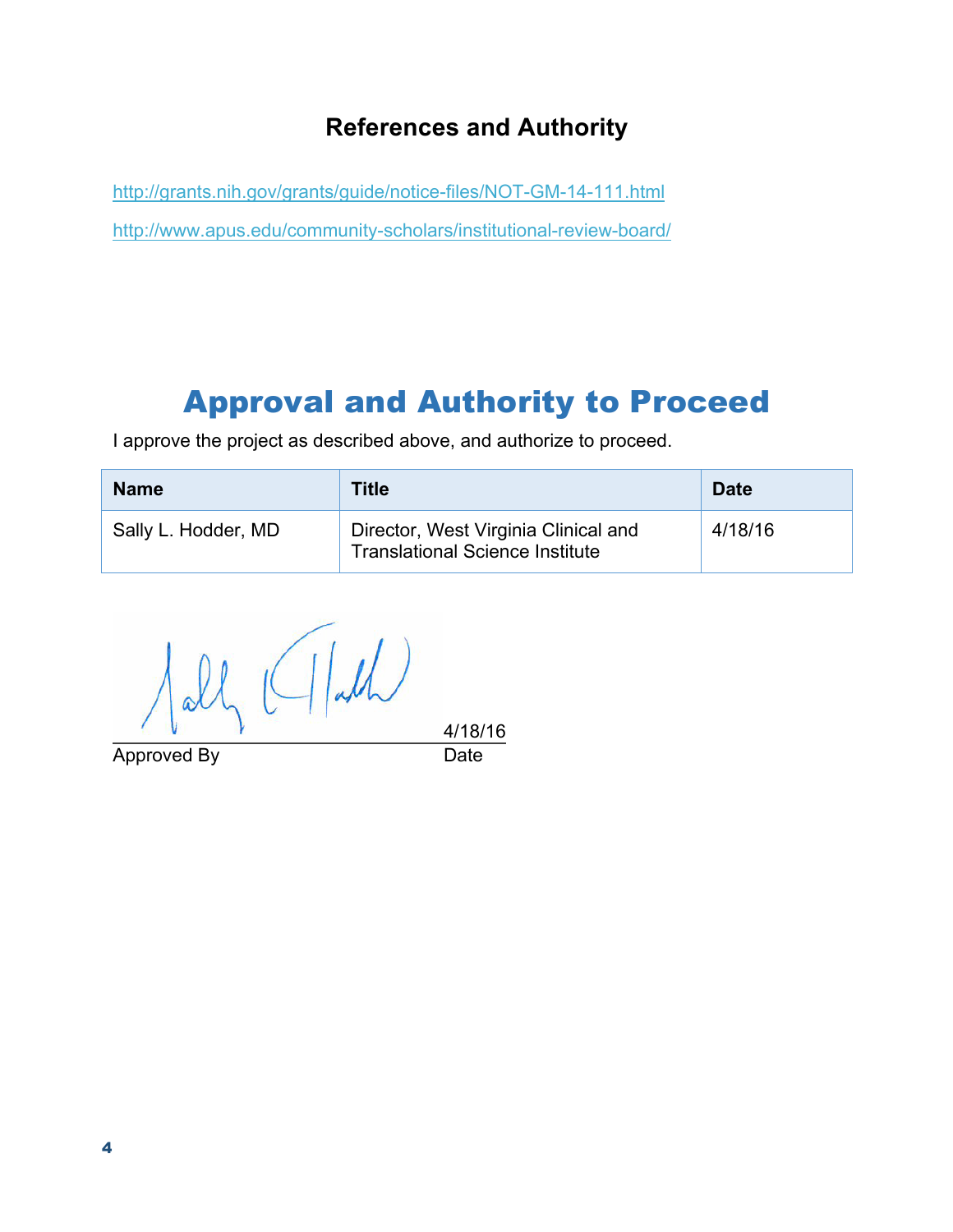## References and Authority

http://grants.nih.gov/grants/guide/notice-files/NOT-GM-14-111.html

http://www.apus.edu/community-scholars/institutional-review-board/

# Approval and Authority to Proceed

I approve the project as described above, and authorize to proceed.

| Name | Title | Date |
|---|---|---|
| Sally L. Hodder, MD | Director, West Virginia Clinical and Translational Science Institute | 4/18/16 |

4/18/16

Approved By Date